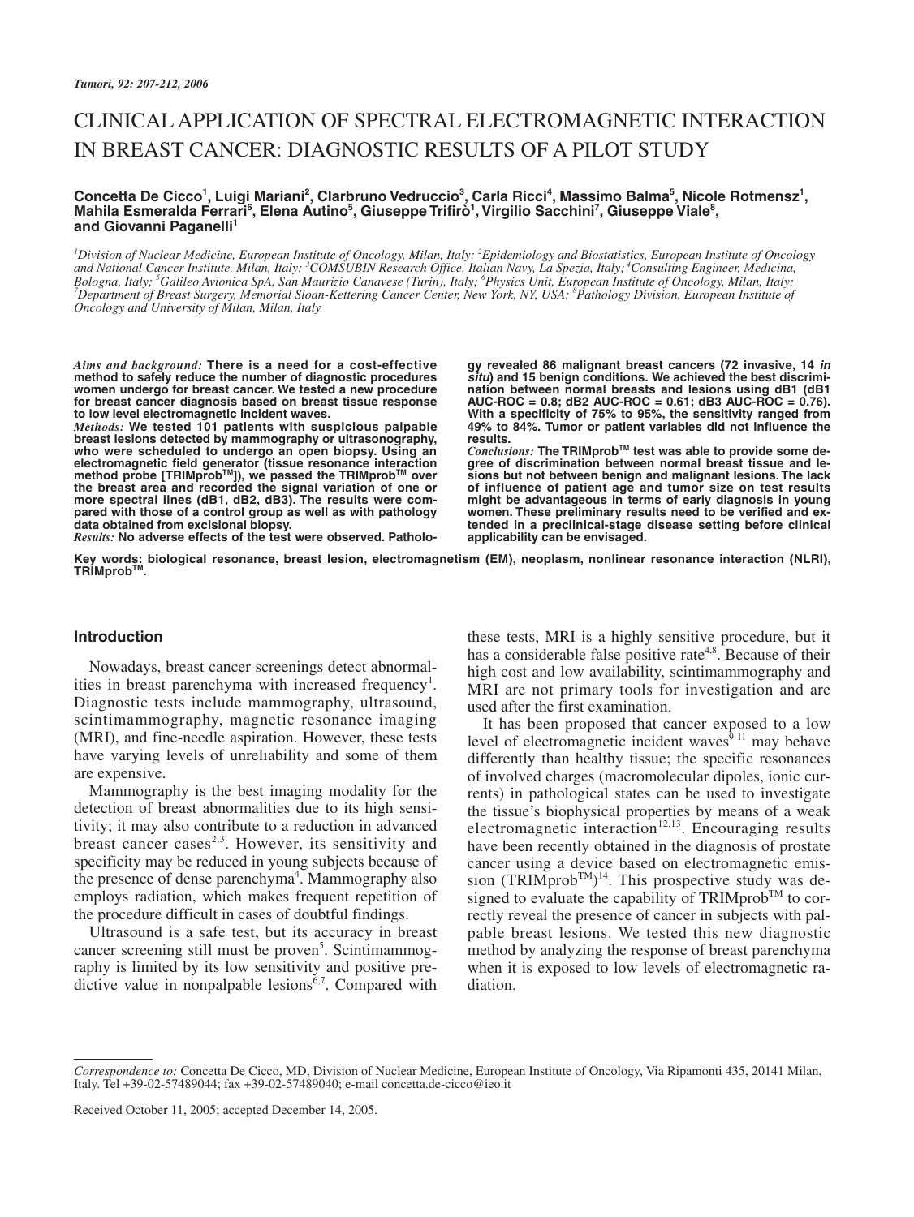# CLINICAL APPLICATION OF SPECTRAL ELECTROMAGNETIC INTERACTION IN BREAST CANCER: DIAGNOSTIC RESULTS OF A PILOT STUDY

**Concetta De Cicco[1], Luigi Mariani[2], Clarbruno Vedruccio[3], Carla Ricci[4], Massimo Balma[5], Nicole Rotmensz[1], Mahila Esmeralda Ferrari[6], Elena Autino[5], Giuseppe Trifirò[1], Virgilio Sacchini[7], Giuseppe Viale[8], and Giovanni Paganelli[1]**

*[1]Division of Nuclear Medicine, European Institute of Oncology, Milan, Italy; [2]Epidemiology and Biostatistics, European Institute of Oncology and National Cancer Institute, Milan, Italy; [3]COMSUBIN Research Office, Italian Navy, La Spezia, Italy; [4]Consulting Engineer, Medicina, Bologna, Italy; [5]Galileo Avionica SpA, San Maurizio Canavese (Turin), Italy; [6]Physics Unit, European Institute of Oncology, Milan, Italy; [7]Department of Breast Surgery, Memorial Sloan-Kettering Cancer Center, New York, NY, USA; [8]Pathology Division, European Institute of Oncology and University of Milan, Milan, Italy*

*Aims and background:* **There is a need for a cost-effective method to safely reduce the number of diagnostic procedures women undergo for breast cancer. We tested a new procedure for breast cancer diagnosis based on breast tissue response to low level electromagnetic incident waves.**

*Methods:* **We tested 101 patients with suspicious palpable breast lesions detected by mammography or ultrasonography, who were scheduled to undergo an open biopsy. Using an electromagnetic field generator (tissue resonance interaction method probe [TRIMprob™]), we passed the TRIMprob™ over the breast area and recorded the signal variation of one or more spectral lines (dB1, dB2, dB3). The results were compared with those of a control group as well as with pathology data obtained from excisional biopsy.**

*Results:* **No adverse effects of the test were observed. Pathology revealed 86 malignant breast cancers (72 invasive, 14 *in situ*) and 15 benign conditions. We achieved the best discrimination between normal breasts and lesions using dB1 (dB1 AUC-ROC = 0.8; dB2 AUC-ROC = 0.61; dB3 AUC-ROC = 0.76). With a specificity of 75% to 95%, the sensitivity ranged from 49% to 84%. Tumor or patient variables did not influence the results.**

*Conclusions:* **The TRIMprob™ test was able to provide some degree of discrimination between normal breast tissue and lesions but not between benign and malignant lesions. The lack of influence of patient age and tumor size on test results might be advantageous in terms of early diagnosis in young women. These preliminary results need to be verified and extended in a preclinical-stage disease setting before clinical applicability can be envisaged.**

**Key words: biological resonance, breast lesion, electromagnetism (EM), neoplasm, nonlinear resonance interaction (NLRI), TRIMprob™.**

## Introduction

Nowadays, breast cancer screenings detect abnormalities in breast parenchyma with increased frequency[1]. Diagnostic tests include mammography, ultrasound, scintimammography, magnetic resonance imaging (MRI), and fine-needle aspiration. However, these tests have varying levels of unreliability and some of them are expensive.

Mammography is the best imaging modality for the detection of breast abnormalities due to its high sensitivity; it may also contribute to a reduction in advanced breast cancer cases[2,3]. However, its sensitivity and specificity may be reduced in young subjects because of the presence of dense parenchyma[4]. Mammography also employs radiation, which makes frequent repetition of the procedure difficult in cases of doubtful findings.

Ultrasound is a safe test, but its accuracy in breast cancer screening still must be proven[5]. Scintimammography is limited by its low sensitivity and positive predictive value in nonpalpable lesions[6,7]. Compared with these tests, MRI is a highly sensitive procedure, but it has a considerable false positive rate[4,8]. Because of their high cost and low availability, scintimammography and MRI are not primary tools for investigation and are used after the first examination.

It has been proposed that cancer exposed to a low level of electromagnetic incident waves[9-11] may behave differently than healthy tissue; the specific resonances of involved charges (macromolecular dipoles, ionic currents) in pathological states can be used to investigate the tissue's biophysical properties by means of a weak electromagnetic interaction[12,13]. Encouraging results have been recently obtained in the diagnosis of prostate cancer using a device based on electromagnetic emission (TRIMprob™)[14]. This prospective study was designed to evaluate the capability of TRIMprob™ to correctly reveal the presence of cancer in subjects with palpable breast lesions. We tested this new diagnostic method by analyzing the response of breast parenchyma when it is exposed to low levels of electromagnetic radiation.

*Correspondence to:* Concetta De Cicco, MD, Division of Nuclear Medicine, European Institute of Oncology, Via Ripamonti 435, 20141 Milan, Italy. Tel +39-02-57489044; fax +39-02-57489040; e-mail concetta.de-cicco@ieo.it

Received October 11, 2005; accepted December 14, 2005.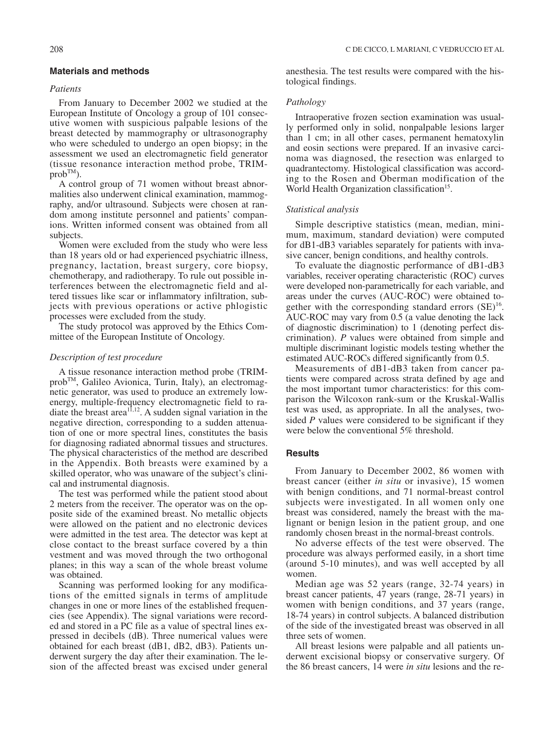## Materials and methods

### *Patients*

From January to December 2002 we studied at the European Institute of Oncology a group of 101 consecutive women with suspicious palpable lesions of the breast detected by mammography or ultrasonography who were scheduled to undergo an open biopsy; in the assessment we used an electromagnetic field generator (tissue resonance interaction method probe, TRIMprob™).

A control group of 71 women without breast abnormalities also underwent clinical examination, mammography, and/or ultrasound. Subjects were chosen at random among institute personnel and patients' companions. Written informed consent was obtained from all subjects.

Women were excluded from the study who were less than 18 years old or had experienced psychiatric illness, pregnancy, lactation, breast surgery, core biopsy, chemotherapy, and radiotherapy. To rule out possible interferences between the electromagnetic field and altered tissues like scar or inflammatory infiltration, subjects with previous operations or active phlogistic processes were excluded from the study.

The study protocol was approved by the Ethics Committee of the European Institute of Oncology.

### *Description of test procedure*

A tissue resonance interaction method probe (TRIMprob™, Galileo Avionica, Turin, Italy), an electromagnetic generator, was used to produce an extremely low-energy, multiple-frequency electromagnetic field to radiate the breast area[11,12]. A sudden signal variation in the negative direction, corresponding to a sudden attenuation of one or more spectral lines, constitutes the basis for diagnosing radiated abnormal tissues and structures. The physical characteristics of the method are described in the Appendix. Both breasts were examined by a skilled operator, who was unaware of the subject's clinical and instrumental diagnosis.

The test was performed while the patient stood about 2 meters from the receiver. The operator was on the opposite side of the examined breast. No metallic objects were allowed on the patient and no electronic devices were admitted in the test area. The detector was kept at close contact to the breast surface covered by a thin vestment and was moved through the two orthogonal planes; in this way a scan of the whole breast volume was obtained.

Scanning was performed looking for any modifications of the emitted signals in terms of amplitude changes in one or more lines of the established frequencies (see Appendix). The signal variations were recorded and stored in a PC file as a value of spectral lines expressed in decibels (dB). Three numerical values were obtained for each breast (dB1, dB2, dB3). Patients underwent surgery the day after their examination. The lesion of the affected breast was excised under general anesthesia. The test results were compared with the histological findings.

### *Pathology*

Intraoperative frozen section examination was usually performed only in solid, nonpalpable lesions larger than 1 cm; in all other cases, permanent hematoxylin and eosin sections were prepared. If an invasive carcinoma was diagnosed, the resection was enlarged to quadrantectomy. Histological classification was according to the Rosen and Oberman modification of the World Health Organization classification[15].

### *Statistical analysis*

Simple descriptive statistics (mean, median, minimum, maximum, standard deviation) were computed for dB1-dB3 variables separately for patients with invasive cancer, benign conditions, and healthy controls.

To evaluate the diagnostic performance of dB1-dB3 variables, receiver operating characteristic (ROC) curves were developed non-parametrically for each variable, and areas under the curves (AUC-ROC) were obtained together with the corresponding standard errors (SE)[16]. AUC-ROC may vary from 0.5 (a value denoting the lack of diagnostic discrimination) to 1 (denoting perfect discrimination). *P* values were obtained from simple and multiple discriminant logistic models testing whether the estimated AUC-ROCs differed significantly from 0.5.

Measurements of dB1-dB3 taken from cancer patients were compared across strata defined by age and the most important tumor characteristics: for this comparison the Wilcoxon rank-sum or the Kruskal-Wallis test was used, as appropriate. In all the analyses, two-sided *P* values were considered to be significant if they were below the conventional 5% threshold.

## Results

From January to December 2002, 86 women with breast cancer (either *in situ* or invasive), 15 women with benign conditions, and 71 normal-breast control subjects were investigated. In all women only one breast was considered, namely the breast with the malignant or benign lesion in the patient group, and one randomly chosen breast in the normal-breast controls.

No adverse effects of the test were observed. The procedure was always performed easily, in a short time (around 5-10 minutes), and was well accepted by all women.

Median age was 52 years (range, 32-74 years) in breast cancer patients, 47 years (range, 28-71 years) in women with benign conditions, and 37 years (range, 18-74 years) in control subjects. A balanced distribution of the side of the investigated breast was observed in all three sets of women.

All breast lesions were palpable and all patients underwent excisional biopsy or conservative surgery. Of the 86 breast cancers, 14 were *in situ* lesions and the re-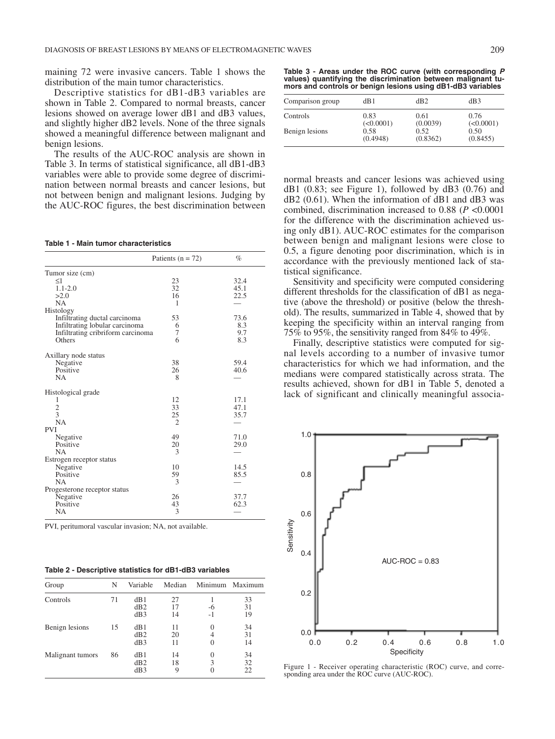maining 72 were invasive cancers. Table 1 shows the distribution of the main tumor characteristics.

Descriptive statistics for dB1-dB3 variables are shown in Table 2. Compared to normal breasts, cancer lesions showed on average lower dB1 and dB3 values, and slightly higher dB2 levels. None of the three signals showed a meaningful difference between malignant and benign lesions.

The results of the AUC-ROC analysis are shown in Table 3. In terms of statistical significance, all dB1-dB3 variables were able to provide some degree of discrimination between normal breasts and cancer lesions, but not between benign and malignant lesions. Judging by the AUC-ROC figures, the best discrimination between normal breasts and cancer lesions was achieved using dB1 (0.83; see Figure 1), followed by dB3 (0.76) and dB2 (0.61). When the information of dB1 and dB3 was combined, discrimination increased to 0.88 ($P < 0.0001$ for the difference with the discrimination achieved using only dB1). AUC-ROC estimates for the comparison between benign and malignant lesions were close to 0.5, a figure denoting poor discrimination, which is in accordance with the previously mentioned lack of statistical significance.

Sensitivity and specificity were computed considering different thresholds for the classification of dB1 as negative (above the threshold) or positive (below the threshold). The results, summarized in Table 4, showed that by keeping the specificity within an interval ranging from 75% to 95%, the sensitivity ranged from 84% to 49%.

Finally, descriptive statistics were computed for signal levels according to a number of invasive tumor characteristics for which we had information, and the medians were compared statistically across strata. The results achieved, shown for dB1 in Table 5, denoted a lack of significant and clinically meaningful associa-

**Table 1 - Main tumor characteristics**

| | Patients (n = 72) | % |
|---|---|---|
| Tumor size (cm) | | |
| ≤1 | 23 | 32.4 |
| 1.1-2.0 | 32 | 45.1 |
| >2.0 | 16 | 22.5 |
| NA | 1 | — |
| Histology | | |
| Infiltrating ductal carcinoma | 53 | 73.6 |
| Infiltrating lobular carcinoma | 6 | 8.3 |
| Infiltrating cribriform carcinoma | 7 | 9.7 |
| Others | 6 | 8.3 |
| Axillary node status | | |
| Negative | 38 | 59.4 |
| Positive | 26 | 40.6 |
| NA | 8 | — |
| Histological grade | | |
| 1 | 12 | 17.1 |
| 2 | 33 | 47.1 |
| 3 | 25 | 35.7 |
| NA | 2 | — |
| PVI | | |
| Negative | 49 | 71.0 |
| Positive | 20 | 29.0 |
| NA | 3 | — |
| Estrogen receptor status | | |
| Negative | 10 | 14.5 |
| Positive | 59 | 85.5 |
| NA | 3 | — |
| Progesterone receptor status | | |
| Negative | 26 | 37.7 |
| Positive | 43 | 62.3 |
| NA | 3 | — |

PVI, peritumoral vascular invasion; NA, not available.

**Table 2 - Descriptive statistics for dB1-dB3 variables**

| Group | N | Variable | Median | Minimum | Maximum |
|---|---|---|---|---|---|
| Controls | 71 | dB1 | 27 | 1 | 33 |
| | | dB2 | 17 | -6 | 31 |
| | | dB3 | 14 | -1 | 19 |
| Benign lesions | 15 | dB1 | 11 | 0 | 34 |
| | | dB2 | 20 | 4 | 31 |
| | | dB3 | 11 | 0 | 14 |
| Malignant tumors | 86 | dB1 | 14 | 0 | 34 |
| | | dB2 | 18 | 3 | 32 |
| | | dB3 | 9 | 0 | 22 |

**Table 3 - Areas under the ROC curve (with corresponding *P* values) quantifying the discrimination between malignant tumors and controls or benign lesions using dB1-dB3 variables**

| Comparison group | dB1 | dB2 | dB3 |
|---|---|---|---|
| Controls | 0.83 (<0.0001) | 0.61 (0.0039) | 0.76 (<0.0001) |
| Benign lesions | 0.58 (0.4948) | 0.52 (0.8362) | 0.50 (0.8455) |

Figure 1 - Receiver operating characteristic (ROC) curve, and corresponding area under the ROC curve (AUC-ROC).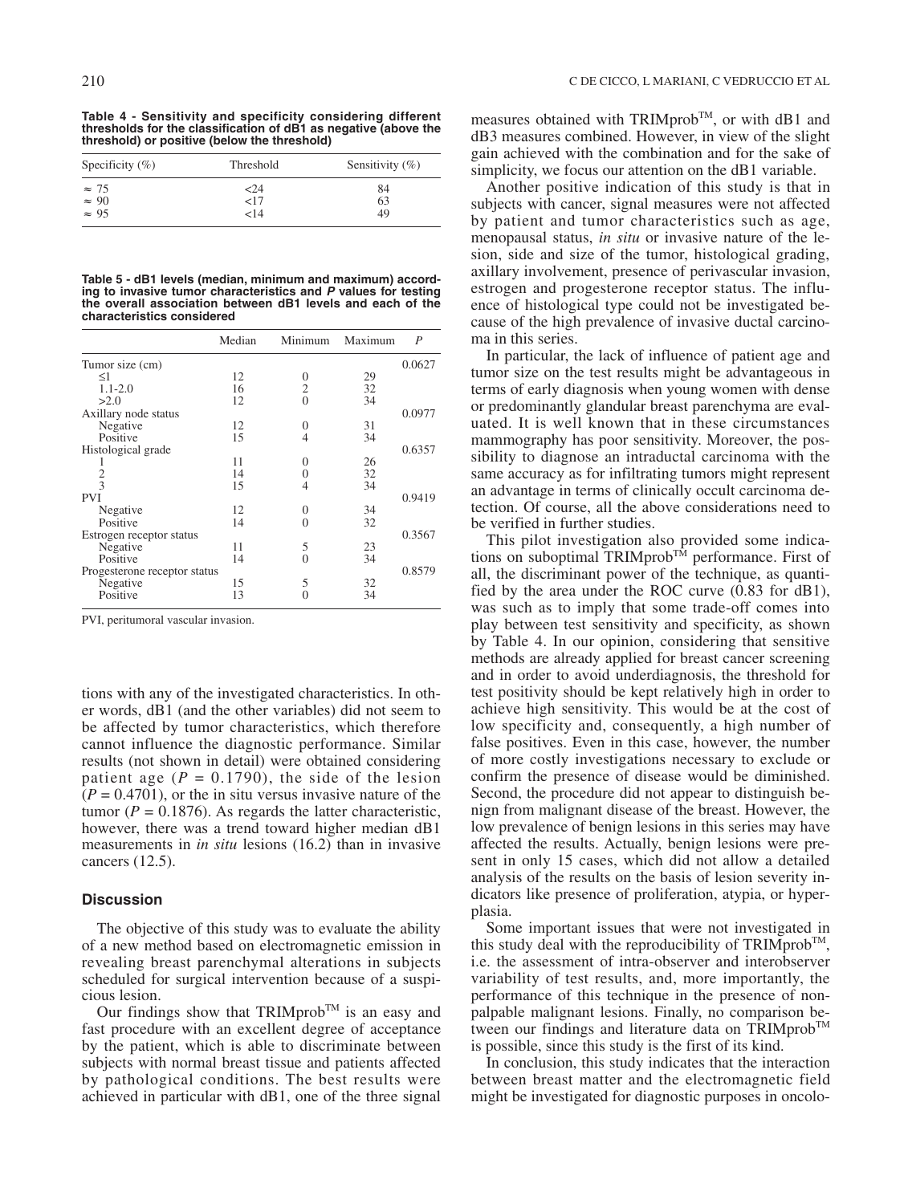**Table 4 - Sensitivity and specificity considering different thresholds for the classification of dB1 as negative (above the threshold) or positive (below the threshold)**

| Specificity (%) | Threshold | Sensitivity (%) |
|---|---|---|
| ≈ 75 | <24 | 84 |
| ≈ 90 | <17 | 63 |
| ≈ 95 | <14 | 49 |

**Table 5 - dB1 levels (median, minimum and maximum) according to invasive tumor characteristics and *P* values for testing the overall association between dB1 levels and each of the characteristics considered**

| | Median | Minimum | Maximum | *P* |
|---|---|---|---|---|
| Tumor size (cm) | | | | 0.0627 |
| ≤1 | 12 | 0 | 29 | |
| 1.1-2.0 | 16 | 2 | 32 | |
| >2.0 | 12 | 0 | 34 | |
| Axillary node status | | | | 0.0977 |
| Negative | 12 | 0 | 31 | |
| Positive | 15 | 4 | 34 | |
| Histological grade | | | | 0.6357 |
| 1 | 11 | 0 | 26 | |
| 2 | 14 | 0 | 32 | |
| 3 | 15 | 4 | 34 | |
| PVI | | | | 0.9419 |
| Negative | 12 | 0 | 34 | |
| Positive | 14 | 0 | 32 | |
| Estrogen receptor status | | | | 0.3567 |
| Negative | 11 | 5 | 23 | |
| Positive | 14 | 0 | 34 | |
| Progesterone receptor status | | | | 0.8579 |
| Negative | 15 | 5 | 32 | |
| Positive | 13 | 0 | 34 | |

PVI, peritumoral vascular invasion.

tions with any of the investigated characteristics. In other words, dB1 (and the other variables) did not seem to be affected by tumor characteristics, which therefore cannot influence the diagnostic performance. Similar results (not shown in detail) were obtained considering patient age ($P = 0.1790$), the side of the lesion ($P = 0.4701$), or the in situ versus invasive nature of the tumor ($P = 0.1876$). As regards the latter characteristic, however, there was a trend toward higher median dB1 measurements in *in situ* lesions (16.2) than in invasive cancers (12.5).

## Discussion

The objective of this study was to evaluate the ability of a new method based on electromagnetic emission in revealing breast parenchymal alterations in subjects scheduled for surgical intervention because of a suspicious lesion.

Our findings show that TRIMprob™ is an easy and fast procedure with an excellent degree of acceptance by the patient, which is able to discriminate between subjects with normal breast tissue and patients affected by pathological conditions. The best results were achieved in particular with dB1, one of the three signal measures obtained with TRIMprob™, or with dB1 and dB3 measures combined. However, in view of the slight gain achieved with the combination and for the sake of simplicity, we focus our attention on the dB1 variable.

Another positive indication of this study is that in subjects with cancer, signal measures were not affected by patient and tumor characteristics such as age, menopausal status, *in situ* or invasive nature of the lesion, side and size of the tumor, histological grading, axillary involvement, presence of perivascular invasion, estrogen and progesterone receptor status. The influence of histological type could not be investigated because of the high prevalence of invasive ductal carcinoma in this series.

In particular, the lack of influence of patient age and tumor size on the test results might be advantageous in terms of early diagnosis when young women with dense or predominantly glandular breast parenchyma are evaluated. It is well known that in these circumstances mammography has poor sensitivity. Moreover, the possibility to diagnose an intraductal carcinoma with the same accuracy as for infiltrating tumors might represent an advantage in terms of clinically occult carcinoma detection. Of course, all the above considerations need to be verified in further studies.

This pilot investigation also provided some indications on suboptimal TRIMprob™ performance. First of all, the discriminant power of the technique, as quantified by the area under the ROC curve (0.83 for dB1), was such as to imply that some trade-off comes into play between test sensitivity and specificity, as shown by Table 4. In our opinion, considering that sensitive methods are already applied for breast cancer screening and in order to avoid underdiagnosis, the threshold for test positivity should be kept relatively high in order to achieve high sensitivity. This would be at the cost of low specificity and, consequently, a high number of false positives. Even in this case, however, the number of more costly investigations necessary to exclude or confirm the presence of disease would be diminished. Second, the procedure did not appear to distinguish benign from malignant disease of the breast. However, the low prevalence of benign lesions in this series may have affected the results. Actually, benign lesions were present in only 15 cases, which did not allow a detailed analysis of the results on the basis of lesion severity indicators like presence of proliferation, atypia, or hyperplasia.

Some important issues that were not investigated in this study deal with the reproducibility of TRIMprob™, i.e. the assessment of intra-observer and interobserver variability of test results, and, more importantly, the performance of this technique in the presence of nonpalpable malignant lesions. Finally, no comparison between our findings and literature data on TRIMprob™ is possible, since this study is the first of its kind.

In conclusion, this study indicates that the interaction between breast matter and the electromagnetic field might be investigated for diagnostic purposes in oncolo-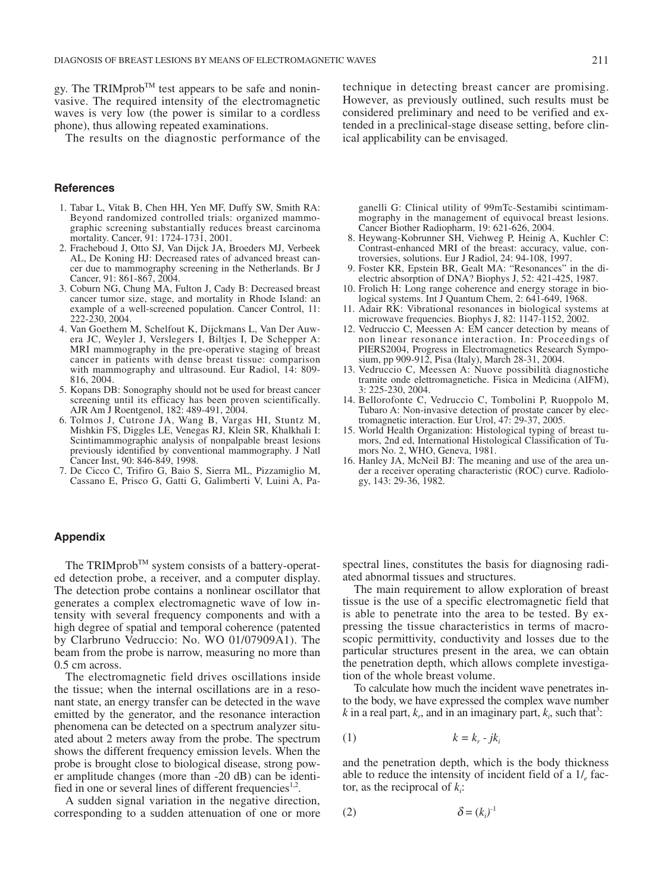gy. The TRIMprob™ test appears to be safe and noninvasive. The required intensity of the electromagnetic waves is very low (the power is similar to a cordless phone), thus allowing repeated examinations.

The results on the diagnostic performance of the technique in detecting breast cancer are promising. However, as previously outlined, such results must be considered preliminary and need to be verified and extended in a preclinical-stage disease setting, before clinical applicability can be envisaged.

## References

1. Tabar L, Vitak B, Chen HH, Yen MF, Duffy SW, Smith RA: Beyond randomized controlled trials: organized mammographic screening substantially reduces breast carcinoma mortality. Cancer, 91: 1724-1731, 2001.
2. Fracheboud J, Otto SJ, Van Dijck JA, Broeders MJ, Verbeek AL, De Koning HJ: Decreased rates of advanced breast cancer due to mammography screening in the Netherlands. Br J Cancer, 91: 861-867, 2004.
3. Coburn NG, Chung MA, Fulton J, Cady B: Decreased breast cancer tumor size, stage, and mortality in Rhode Island: an example of a well-screened population. Cancer Control, 11: 222-230, 2004.
4. Van Goethem M, Schelfout K, Dijckmans L, Van Der Auwera JC, Weyler J, Verslegers I, Biltjes I, De Schepper A: MRI mammography in the pre-operative staging of breast cancer in patients with dense breast tissue: comparison with mammography and ultrasound. Eur Radiol, 14: 809-816, 2004.
5. Kopans DB: Sonography should not be used for breast cancer screening until its efficacy has been proven scientifically. AJR Am J Roentgenol, 182: 489-491, 2004.
6. Tolmos J, Cutrone JA, Wang B, Vargas HI, Stuntz M, Mishkin FS, Diggles LE, Venegas RJ, Klein SR, Khalkhali I: Scintimammographic analysis of nonpalpable breast lesions previously identified by conventional mammography. J Natl Cancer Inst, 90: 846-849, 1998.
7. De Cicco C, Trifiro G, Baio S, Sierra ML, Pizzamiglio M, Cassano E, Prisco G, Gatti G, Galimberti V, Luini A, Paganelli G: Clinical utility of 99mTc-Sestamibi scintimammography in the management of equivocal breast lesions. Cancer Biother Radiopharm, 19: 621-626, 2004.
8. Heywang-Kobrunner SH, Viehweg P, Heinig A, Kuchler C: Contrast-enhanced MRI of the breast: accuracy, value, controversies, solutions. Eur J Radiol, 24: 94-108, 1997.
9. Foster KR, Epstein BR, Gealt MA: "Resonances" in the dielectric absorption of DNA? Biophys J, 52: 421-425, 1987.
10. Frolich H: Long range coherence and energy storage in biological systems. Int J Quantum Chem, 2: 641-649, 1968.
11. Adair RK: Vibrational resonances in biological systems at microwave frequencies. Biophys J, 82: 1147-1152, 2002.
12. Vedruccio C, Meessen A: EM cancer detection by means of non linear resonance interaction. In: Proceedings of PIERS2004, Progress in Electromagnetics Research Symposium, pp 909-912, Pisa (Italy), March 28-31, 2004.
13. Vedruccio C, Meessen A: Nuove possibilità diagnostiche tramite onde elettromagnetiche. Fisica in Medicina (AIFM), 3: 225-230, 2004.
14. Bellorofonte C, Vedruccio C, Tombolini P, Ruoppolo M, Tubaro A: Non-invasive detection of prostate cancer by electromagnetic interaction. Eur Urol, 47: 29-37, 2005.
15. World Health Organization: Histological typing of breast tumors, 2nd ed, International Histological Classification of Tumors No. 2, WHO, Geneva, 1981.
16. Hanley JA, McNeil BJ: The meaning and use of the area under a receiver operating characteristic (ROC) curve. Radiology, 143: 29-36, 1982.

## Appendix

The TRIMprob™ system consists of a battery-operated detection probe, a receiver, and a computer display. The detection probe contains a nonlinear oscillator that generates a complex electromagnetic wave of low intensity with several frequency components and with a high degree of spatial and temporal coherence (patented by Clarbruno Vedruccio: No. WO 01/07909A1). The beam from the probe is narrow, measuring no more than 0.5 cm across.

The electromagnetic field drives oscillations inside the tissue; when the internal oscillations are in a resonant state, an energy transfer can be detected in the wave emitted by the generator, and the resonance interaction phenomena can be detected on a spectrum analyzer situated about 2 meters away from the probe. The spectrum shows the different frequency emission levels. When the probe is brought close to biological disease, strong power amplitude changes (more than -20 dB) can be identified in one or several lines of different frequencies[1,2].

A sudden signal variation in the negative direction, corresponding to a sudden attenuation of one or more spectral lines, constitutes the basis for diagnosing radiated abnormal tissues and structures.

The main requirement to allow exploration of breast tissue is the use of a specific electromagnetic field that is able to penetrate into the area to be tested. By expressing the tissue characteristics in terms of macroscopic permittivity, conductivity and losses due to the particular structures present in the area, we can obtain the penetration depth, which allows complete investigation of the whole breast volume.

To calculate how much the incident wave penetrates into the body, we have expressed the complex wave number $k$ in a real part, $k_r$, and in an imaginary part, $k_i$, such that[3]:

$$k = k_r - jk_i \tag{1}$$

and the penetration depth, which is the body thickness able to reduce the intensity of incident field of a $1/_e$ factor, as the reciprocal of $k_i$:

$$\delta = (k_i)^{-1} \tag{2}$$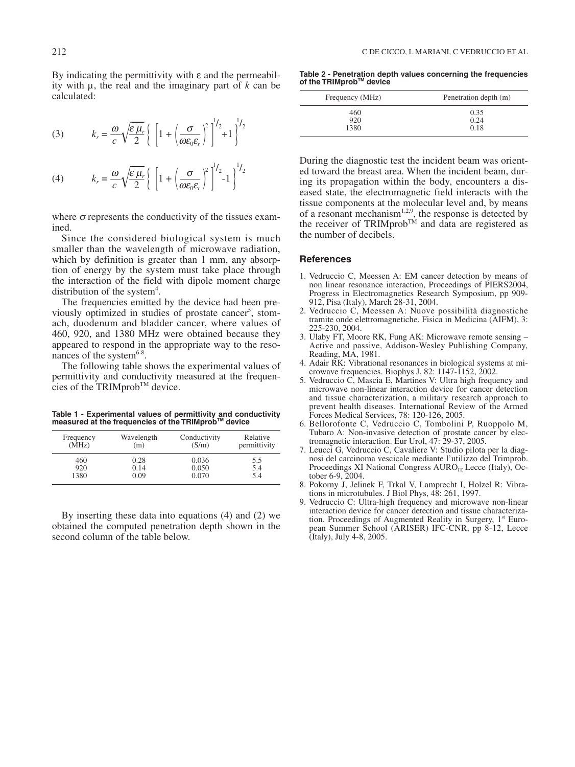By indicating the permittivity with ε and the permeability with μ, the real and the imaginary part of *k* can be calculated:

$$(3) \qquad k_r = \frac{\omega}{c}\sqrt{\frac{\varepsilon\,\mu_r}{2}}\left\{\left[1+\left(\frac{\sigma}{\omega\varepsilon_0\varepsilon_r}\right)^2\right]^{1/2}+1\right\}^{1/2}$$

$$(4) \qquad k_r = \frac{\omega}{c}\sqrt{\frac{\varepsilon\,\mu_r}{2}}\left\{\left[1+\left(\frac{\sigma}{\omega\varepsilon_0\varepsilon_r}\right)^2\right]^{1/2}-1\right\}^{1/2}$$

where $\sigma$ represents the conductivity of the tissues examined.

Since the considered biological system is much smaller than the wavelength of microwave radiation, which by definition is greater than 1 mm, any absorption of energy by the system must take place through the interaction of the field with dipole moment charge distribution of the system[4].

The frequencies emitted by the device had been previously optimized in studies of prostate cancer[5], stomach, duodenum and bladder cancer, where values of 460, 920, and 1380 MHz were obtained because they appeared to respond in the appropriate way to the resonances of the system[6-8].

The following table shows the experimental values of permittivity and conductivity measured at the frequencies of the TRIMprob™ device.

**Table 1 - Experimental values of permittivity and conductivity measured at the frequencies of the TRIMprob™ device**

| Frequency (MHz) | Wavelength (m) | Conductivity (S/m) | Relative permittivity |
|---|---|---|---|
| 460 | 0.28 | 0.036 | 5.5 |
| 920 | 0.14 | 0.050 | 5.4 |
| 1380 | 0.09 | 0.070 | 5.4 |

By inserting these data into equations (4) and (2) we obtained the computed penetration depth shown in the second column of the table below.

**Table 2 - Penetration depth values concerning the frequencies of the TRIMprob™ device**

| Frequency (MHz) | Penetration depth (m) |
|---|---|
| 460 | 0.35 |
| 920 | 0.24 |
| 1380 | 0.18 |

During the diagnostic test the incident beam was oriented toward the breast area. When the incident beam, during its propagation within the body, encounters a diseased state, the electromagnetic field interacts with the tissue components at the molecular level and, by means of a resonant mechanism[1,2,9], the response is detected by the receiver of TRIMprob™ and data are registered as the number of decibels.

## References

1. Vedruccio C, Meessen A: EM cancer detection by means of non linear resonance interaction, Proceedings of PIERS2004, Progress in Electromagnetics Research Symposium, pp 909-912, Pisa (Italy), March 28-31, 2004.
2. Vedruccio C, Meessen A: Nuove possibilità diagnostiche tramite onde elettromagnetiche. Fisica in Medicina (AIFM), 3: 225-230, 2004.
3. Ulaby FT, Moore RK, Fung AK: Microwave remote sensing – Active and passive, Addison-Wesley Publishing Company, Reading, MA, 1981.
4. Adair RK: Vibrational resonances in biological systems at microwave frequencies. Biophys J, 82: 1147-1152, 2002.
5. Vedruccio C, Mascia E, Martines V: Ultra high frequency and microwave non-linear interaction device for cancer detection and tissue characterization, a military research approach to prevent health diseases. International Review of the Armed Forces Medical Services, 78: 120-126, 2005.
6. Bellorofonte C, Vedruccio C, Tombolini P, Ruoppolo M, Tubaro A: Non-invasive detection of prostate cancer by electromagnetic interaction. Eur Urol, 47: 29-37, 2005.
7. Leucci G, Vedruccio C, Cavaliere V: Studio pilota per la diagnosi del carcinoma vescicale mediante l'utilizzo del Trimprob. Proceedings XI National Congress AURO$_{IT}$, Lecce (Italy), October 6-9, 2004.
8. Pokorny J, Jelinek F, Trkal V, Lamprecht I, Holzel R: Vibrations in microtubules. J Biol Phys, 48: 261, 1997.
9. Vedruccio C: Ultra-high frequency and microwave non-linear interaction device for cancer detection and tissue characterization. Proceedings of Augmented Reality in Surgery, 1st European Summer School (ARISER) IFC-CNR, pp 8-12, Lecce (Italy), July 4-8, 2005.